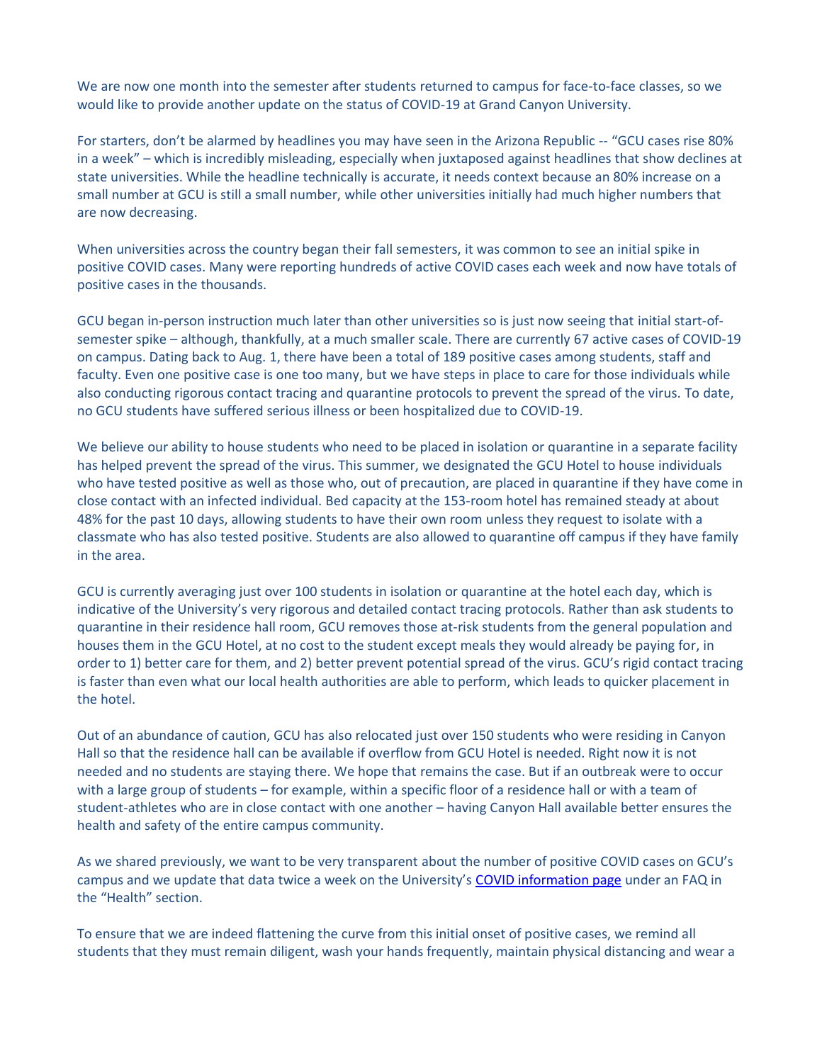We are now one month into the semester after students returned to campus for face-to-face classes, so we would like to provide another update on the status of COVID-19 at Grand Canyon University.

For starters, don't be alarmed by headlines you may have seen in the Arizona Republic -- "GCU cases rise 80% in a week" – which is incredibly misleading, especially when juxtaposed against headlines that show declines at state universities. While the headline technically is accurate, it needs context because an 80% increase on a small number at GCU is still a small number, while other universities initially had much higher numbers that are now decreasing.

When universities across the country began their fall semesters, it was common to see an initial spike in positive COVID cases. Many were reporting hundreds of active COVID cases each week and now have totals of positive cases in the thousands.

GCU began in-person instruction much later than other universities so is just now seeing that initial start-of-semester spike – although, thankfully, at a much smaller scale. There are currently 67 active cases of COVID-19 on campus. Dating back to Aug. 1, there have been a total of 189 positive cases among students, staff and faculty. Even one positive case is one too many, but we have steps in place to care for those individuals while also conducting rigorous contact tracing and quarantine protocols to prevent the spread of the virus. To date, no GCU students have suffered serious illness or been hospitalized due to COVID-19.

We believe our ability to house students who need to be placed in isolation or quarantine in a separate facility has helped prevent the spread of the virus. This summer, we designated the GCU Hotel to house individuals who have tested positive as well as those who, out of precaution, are placed in quarantine if they have come in close contact with an infected individual. Bed capacity at the 153-room hotel has remained steady at about 48% for the past 10 days, allowing students to have their own room unless they request to isolate with a classmate who has also tested positive. Students are also allowed to quarantine off campus if they have family in the area.

GCU is currently averaging just over 100 students in isolation or quarantine at the hotel each day, which is indicative of the University's very rigorous and detailed contact tracing protocols. Rather than ask students to quarantine in their residence hall room, GCU removes those at-risk students from the general population and houses them in the GCU Hotel, at no cost to the student except meals they would already be paying for, in order to 1) better care for them, and 2) better prevent potential spread of the virus. GCU's rigid contact tracing is faster than even what our local health authorities are able to perform, which leads to quicker placement in the hotel.

Out of an abundance of caution, GCU has also relocated just over 150 students who were residing in Canyon Hall so that the residence hall can be available if overflow from GCU Hotel is needed. Right now it is not needed and no students are staying there. We hope that remains the case. But if an outbreak were to occur with a large group of students – for example, within a specific floor of a residence hall or with a team of student-athletes who are in close contact with one another – having Canyon Hall available better ensures the health and safety of the entire campus community.

As we shared previously, we want to be very transparent about the number of positive COVID cases on GCU's campus and we update that data twice a week on the University's [COVID information page] under an FAQ in the "Health" section.

To ensure that we are indeed flattening the curve from this initial onset of positive cases, we remind all students that they must remain diligent, wash your hands frequently, maintain physical distancing and wear a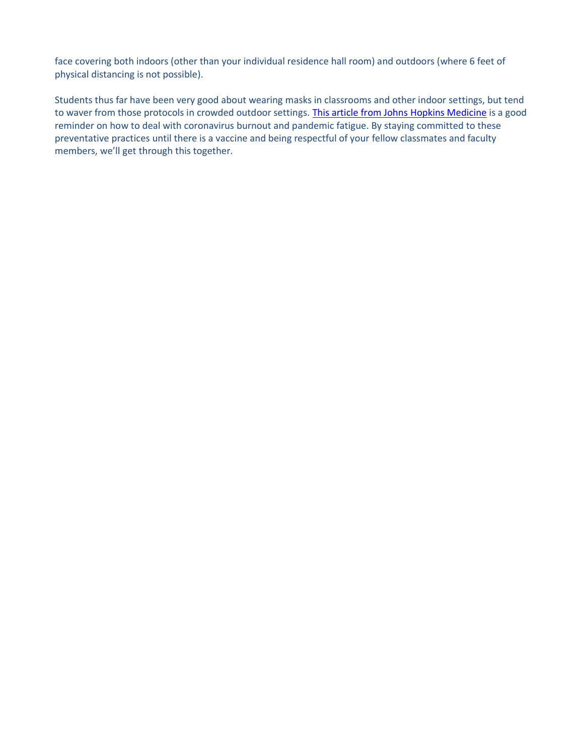face covering both indoors (other than your individual residence hall room) and outdoors (where 6 feet of physical distancing is not possible).

Students thus far have been very good about wearing masks in classrooms and other indoor settings, but tend to waver from those protocols in crowded outdoor settings. This article from Johns Hopkins Medicine is a good reminder on how to deal with coronavirus burnout and pandemic fatigue. By staying committed to these preventative practices until there is a vaccine and being respectful of your fellow classmates and faculty members, we'll get through this together.